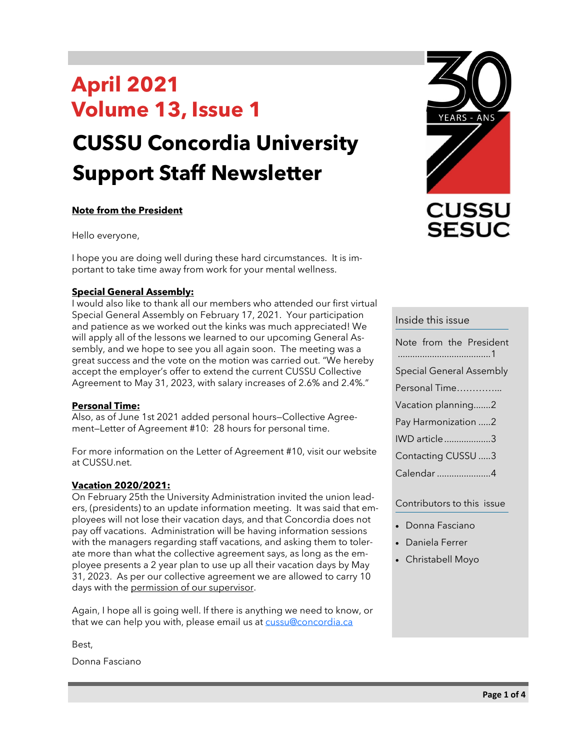# April 2021
# Volume 13, Issue 1

# CUSSU Concordia University Support Staff Newsletter

CUSSU SESUC — 30 YEARS - ANS

**Note from the President**

Hello everyone,

I hope you are doing well during these hard circumstances. It is important to take time away from work for your mental wellness.

**Special General Assembly:**
I would also like to thank all our members who attended our first virtual Special General Assembly on February 17, 2021. Your participation and patience as we worked out the kinks was much appreciated! We will apply all of the lessons we learned to our upcoming General Assembly, and we hope to see you all again soon. The meeting was a great success and the vote on the motion was carried out. "We hereby accept the employer's offer to extend the current CUSSU Collective Agreement to May 31, 2023, with salary increases of 2.6% and 2.4%."

**Personal Time:**
Also, as of June 1st 2021 added personal hours—Collective Agreement—Letter of Agreement #10: 28 hours for personal time.

For more information on the Letter of Agreement #10, visit our website at CUSSU.net.

**Vacation 2020/2021:**
On February 25th the University Administration invited the union leaders, (presidents) to an update information meeting. It was said that employees will not lose their vacation days, and that Concordia does not pay off vacations. Administration will be having information sessions with the managers regarding staff vacations, and asking them to tolerate more than what the collective agreement says, as long as the employee presents a 2 year plan to use up all their vacation days by May 31, 2023. As per our collective agreement we are allowed to carry 10 days with the permission of our supervisor.

Again, I hope all is going well. If there is anything we need to know, or that we can help you with, please email us at cussu@concordia.ca

Best,

Donna Fasciano

---

**Inside this issue**

- Note from the President ......................................1
- Special General Assembly
- Personal Time…………...
- Vacation planning.......2
- Pay Harmonization .....2
- IWD article ...................3
- Contacting CUSSU .....3
- Calendar ......................4

**Contributors to this issue**

- Donna Fasciano
- Daniela Ferrer
- Christabell Moyo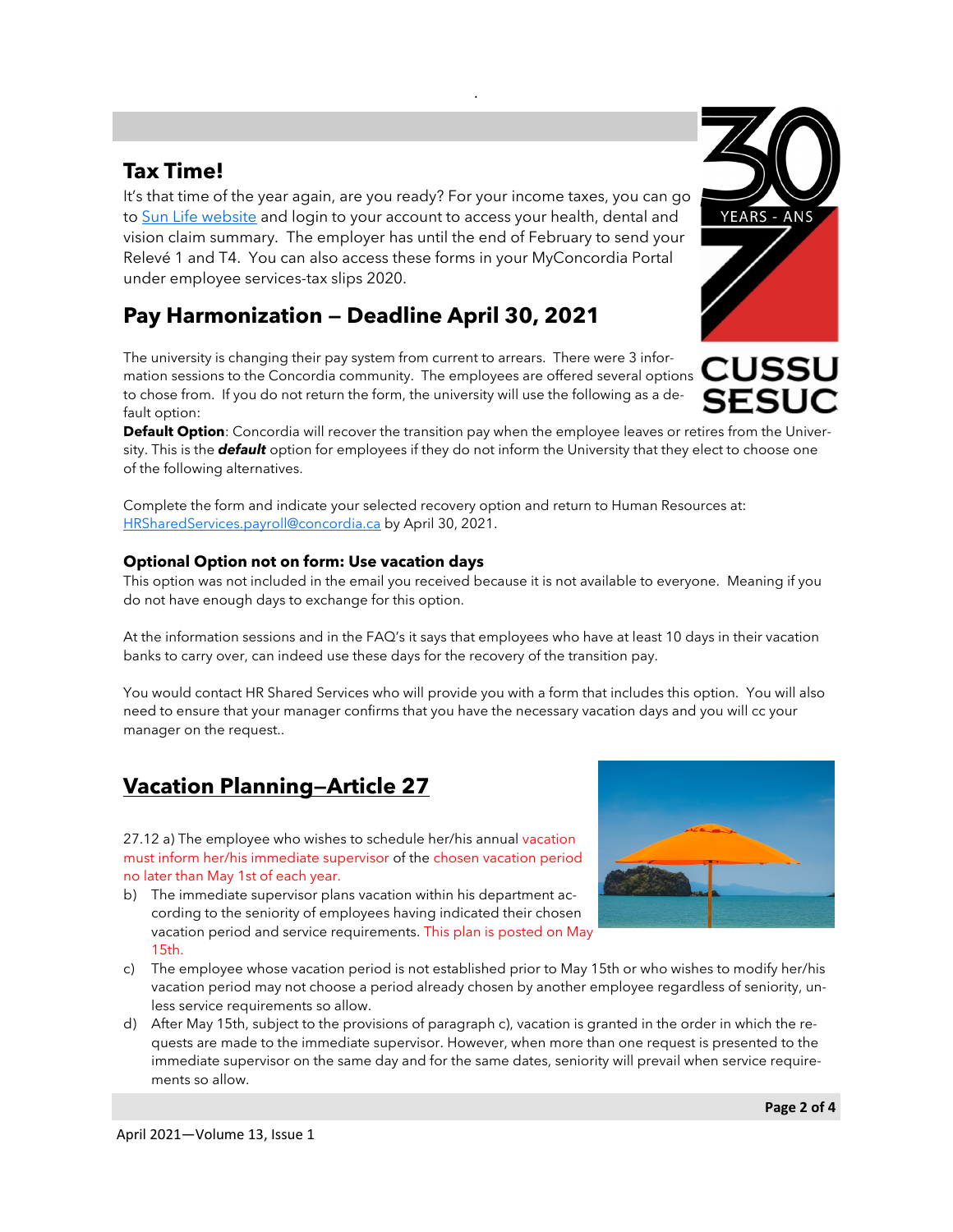## Tax Time!

It's that time of the year again, are you ready? For your income taxes, you can go to Sun Life website and login to your account to access your health, dental and vision claim summary. The employer has until the end of February to send your Relevé 1 and T4. You can also access these forms in your MyConcordia Portal under employee services-tax slips 2020.

## Pay Harmonization — Deadline April 30, 2021

The university is changing their pay system from current to arrears. There were 3 information sessions to the Concordia community. The employees are offered several options to chose from. If you do not return the form, the university will use the following as a default option:

**Default Option**: Concordia will recover the transition pay when the employee leaves or retires from the University. This is the ***default*** option for employees if they do not inform the University that they elect to choose one of the following alternatives.

Complete the form and indicate your selected recovery option and return to Human Resources at: HRSharedServices.payroll@concordia.ca by April 30, 2021.

### Optional Option not on form: Use vacation days

This option was not included in the email you received because it is not available to everyone. Meaning if you do not have enough days to exchange for this option.

At the information sessions and in the FAQ's it says that employees who have at least 10 days in their vacation banks to carry over, can indeed use these days for the recovery of the transition pay.

You would contact HR Shared Services who will provide you with a form that includes this option. You will also need to ensure that your manager confirms that you have the necessary vacation days and you will cc your manager on the request..

## Vacation Planning—Article 27

27.12 a) The employee who wishes to schedule her/his annual vacation must inform her/his immediate supervisor of the chosen vacation period no later than May 1st of each year.

b) The immediate supervisor plans vacation within his department according to the seniority of employees having indicated their chosen vacation period and service requirements. This plan is posted on May 15th.

c) The employee whose vacation period is not established prior to May 15th or who wishes to modify her/his vacation period may not choose a period already chosen by another employee regardless of seniority, unless service requirements so allow.

d) After May 15th, subject to the provisions of paragraph c), vacation is granted in the order in which the requests are made to the immediate supervisor. However, when more than one request is presented to the immediate supervisor on the same day and for the same dates, seniority will prevail when service requirements so allow.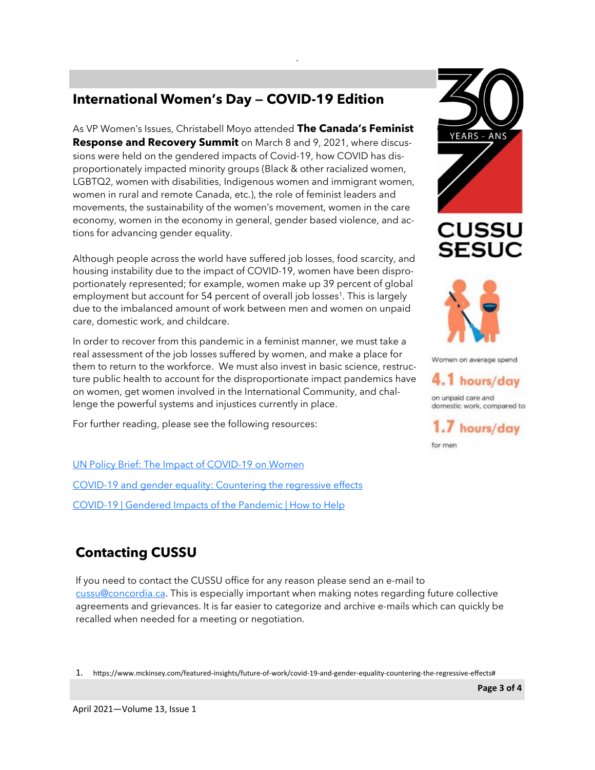## International Women's Day – COVID-19 Edition

As VP Women's Issues, Christabell Moyo attended **The Canada's Feminist Response and Recovery Summit** on March 8 and 9, 2021, where discussions were held on the gendered impacts of Covid-19, how COVID has disproportionately impacted minority groups (Black & other racialized women, LGBTQ2, women with disabilities, Indigenous women and immigrant women, women in rural and remote Canada, etc.), the role of feminist leaders and movements, the sustainability of the women's movement, women in the care economy, women in the economy in general, gender based violence, and actions for advancing gender equality.

Although people across the world have suffered job losses, food scarcity, and housing instability due to the impact of COVID-19, women have been disproportionately represented; for example, women make up 39 percent of global employment but account for 54 percent of overall job losses[1]. This is largely due to the imbalanced amount of work between men and women on unpaid care, domestic work, and childcare.

In order to recover from this pandemic in a feminist manner, we must take a real assessment of the job losses suffered by women, and make a place for them to return to the workforce. We must also invest in basic science, restructure public health to account for the disproportionate impact pandemics have on women, get women involved in the International Community, and challenge the powerful systems and injustices currently in place.

For further reading, please see the following resources:

[UN Policy Brief: The Impact of COVID-19 on Women]

[COVID-19 and gender equality: Countering the regressive effects]

[COVID-19 | Gendered Impacts of the Pandemic | How to Help]

30 YEARS - ANS

CUSSU SESUC

Women on average spend **4.1 hours/day** on unpaid care and domestic work, compared to **1.7 hours/day** for men

## Contacting CUSSU

If you need to contact the CUSSU office for any reason please send an e-mail to cussu@concordia.ca. This is especially important when making notes regarding future collective agreements and grievances. It is far easier to categorize and archive e-mails which can quickly be recalled when needed for a meeting or negotiation.

1. https://www.mckinsey.com/featured-insights/future-of-work/covid-19-and-gender-equality-countering-the-regressive-effects#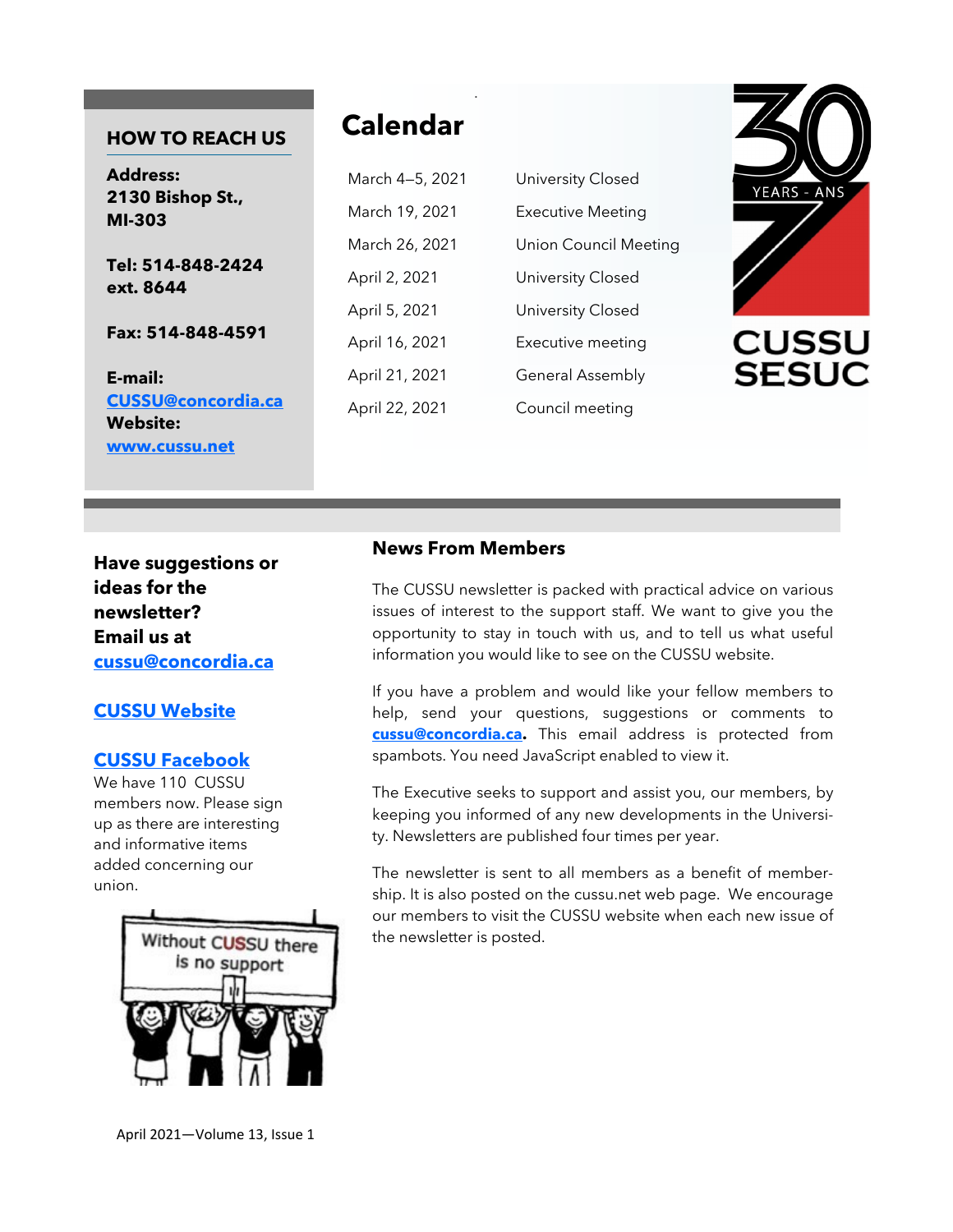## HOW TO REACH US

**Address:**
**2130 Bishop St., MI-303**

**Tel: 514-848-2424 ext. 8644**

**Fax: 514-848-4591**

**E-mail:**
**CUSSU@concordia.ca**
**Website:**
**www.cussu.net**

# Calendar

| | |
|---|---|
| March 4–5, 2021 | University Closed |
| March 19, 2021 | Executive Meeting |
| March 26, 2021 | Union Council Meeting |
| April 2, 2021 | University Closed |
| April 5, 2021 | University Closed |
| April 16, 2021 | Executive meeting |
| April 21, 2021 | General Assembly |
| April 22, 2021 | Council meeting |

30 YEARS - ANS
CUSSU
SESUC

**Have suggestions or ideas for the newsletter? Email us at cussu@concordia.ca**

**CUSSU Website**

**CUSSU Facebook**

We have 110 CUSSU members now. Please sign up as there are interesting and informative items added concerning our union.

Without CUSSU there is no support

## News From Members

The CUSSU newsletter is packed with practical advice on various issues of interest to the support staff. We want to give you the opportunity to stay in touch with us, and to tell us what useful information you would like to see on the CUSSU website.

If you have a problem and would like your fellow members to help, send your questions, suggestions or comments to **cussu@concordia.ca.** This email address is protected from spambots. You need JavaScript enabled to view it.

The Executive seeks to support and assist you, our members, by keeping you informed of any new developments in the University. Newsletters are published four times per year.

The newsletter is sent to all members as a benefit of membership. It is also posted on the cussu.net web page. We encourage our members to visit the CUSSU website when each new issue of the newsletter is posted.